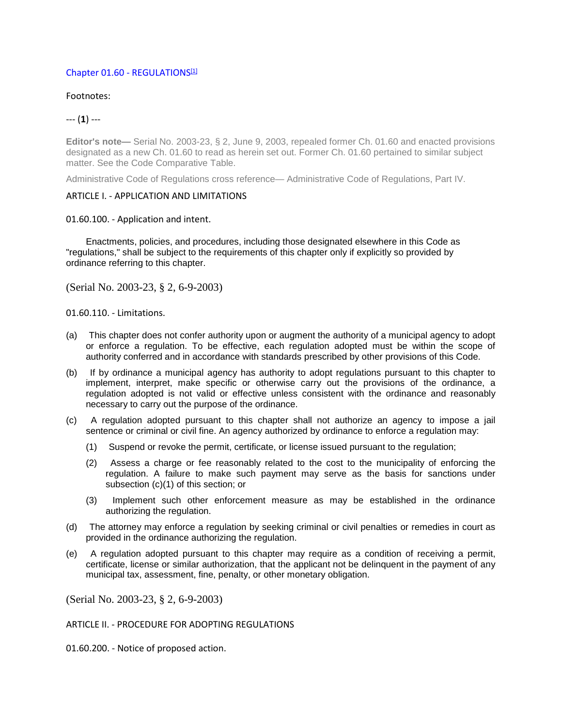# Chapter 01.60 - REGULATIONS[1]

Footnotes:

--- (**1**) ---

**Editor's note—** Serial No. 2003-23, § 2, June 9, 2003, repealed former Ch. 01.60 and enacted provisions designated as a new Ch. 01.60 to read as herein set out. Former Ch. 01.60 pertained to similar subject matter. See the Code Comparative Table.

Administrative Code of Regulations cross reference— Administrative Code of Regulations, Part IV.

## ARTICLE I. - APPLICATION AND LIMITATIONS

### 01.60.100. - Application and intent.

Enactments, policies, and procedures, including those designated elsewhere in this Code as "regulations," shall be subject to the requirements of this chapter only if explicitly so provided by ordinance referring to this chapter.

(Serial No. 2003-23, § 2, 6-9-2003)

### 01.60.110. - Limitations.

(a) This chapter does not confer authority upon or augment the authority of a municipal agency to adopt or enforce a regulation. To be effective, each regulation adopted must be within the scope of authority conferred and in accordance with standards prescribed by other provisions of this Code.

(b) If by ordinance a municipal agency has authority to adopt regulations pursuant to this chapter to implement, interpret, make specific or otherwise carry out the provisions of the ordinance, a regulation adopted is not valid or effective unless consistent with the ordinance and reasonably necessary to carry out the purpose of the ordinance.

(c) A regulation adopted pursuant to this chapter shall not authorize an agency to impose a jail sentence or criminal or civil fine. An agency authorized by ordinance to enforce a regulation may:

  (1) Suspend or revoke the permit, certificate, or license issued pursuant to the regulation;

  (2) Assess a charge or fee reasonably related to the cost to the municipality of enforcing the regulation. A failure to make such payment may serve as the basis for sanctions under subsection (c)(1) of this section; or

  (3) Implement such other enforcement measure as may be established in the ordinance authorizing the regulation.

(d) The attorney may enforce a regulation by seeking criminal or civil penalties or remedies in court as provided in the ordinance authorizing the regulation.

(e) A regulation adopted pursuant to this chapter may require as a condition of receiving a permit, certificate, license or similar authorization, that the applicant not be delinquent in the payment of any municipal tax, assessment, fine, penalty, or other monetary obligation.

(Serial No. 2003-23, § 2, 6-9-2003)

## ARTICLE II. - PROCEDURE FOR ADOPTING REGULATIONS

### 01.60.200. - Notice of proposed action.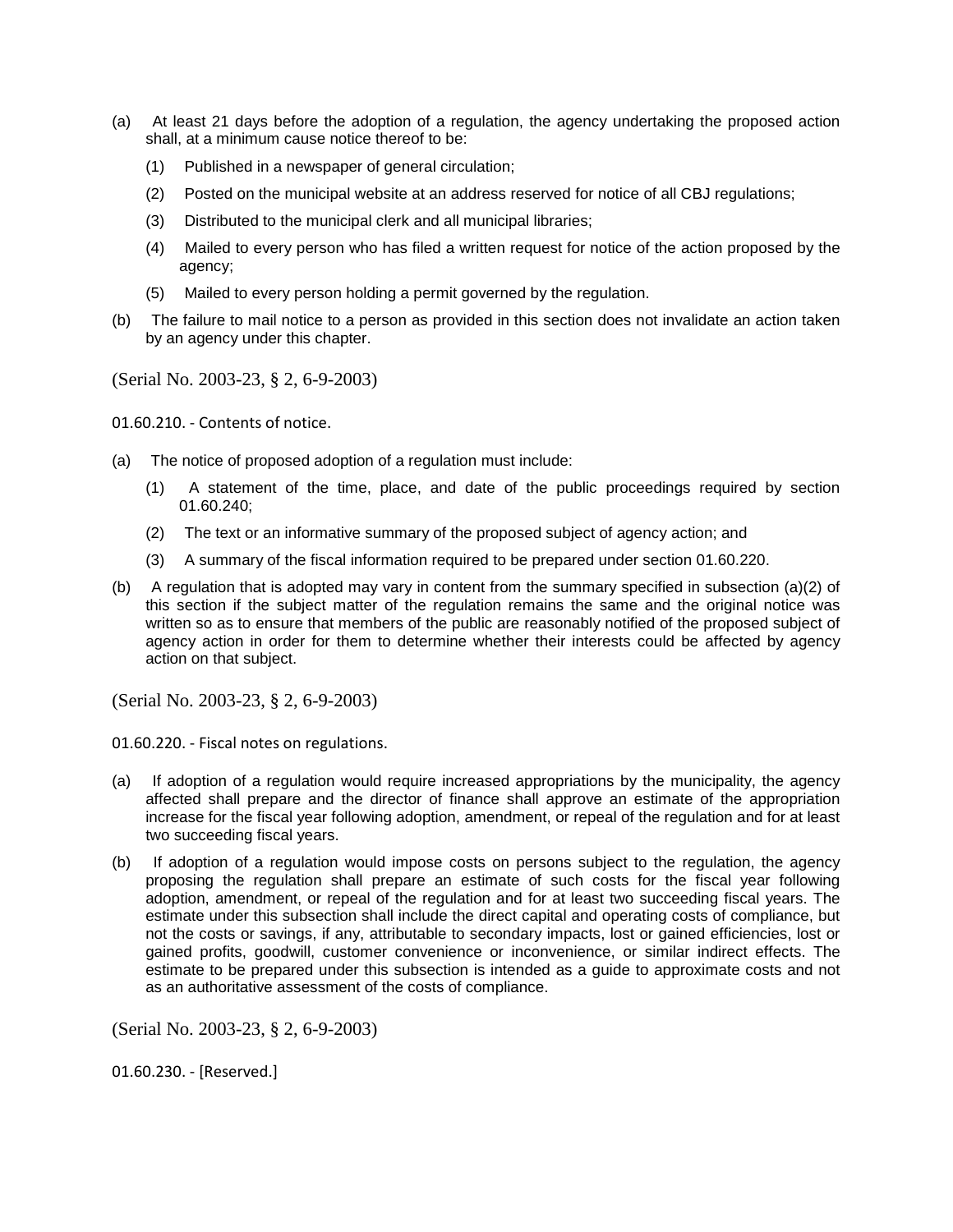(a) At least 21 days before the adoption of a regulation, the agency undertaking the proposed action shall, at a minimum cause notice thereof to be:

  (1) Published in a newspaper of general circulation;

  (2) Posted on the municipal website at an address reserved for notice of all CBJ regulations;

  (3) Distributed to the municipal clerk and all municipal libraries;

  (4) Mailed to every person who has filed a written request for notice of the action proposed by the agency;

  (5) Mailed to every person holding a permit governed by the regulation.

(b) The failure to mail notice to a person as provided in this section does not invalidate an action taken by an agency under this chapter.

(Serial No. 2003-23, § 2, 6-9-2003)

01.60.210. - Contents of notice.

(a) The notice of proposed adoption of a regulation must include:

  (1) A statement of the time, place, and date of the public proceedings required by section 01.60.240;

  (2) The text or an informative summary of the proposed subject of agency action; and

  (3) A summary of the fiscal information required to be prepared under section 01.60.220.

(b) A regulation that is adopted may vary in content from the summary specified in subsection (a)(2) of this section if the subject matter of the regulation remains the same and the original notice was written so as to ensure that members of the public are reasonably notified of the proposed subject of agency action in order for them to determine whether their interests could be affected by agency action on that subject.

(Serial No. 2003-23, § 2, 6-9-2003)

01.60.220. - Fiscal notes on regulations.

(a) If adoption of a regulation would require increased appropriations by the municipality, the agency affected shall prepare and the director of finance shall approve an estimate of the appropriation increase for the fiscal year following adoption, amendment, or repeal of the regulation and for at least two succeeding fiscal years.

(b) If adoption of a regulation would impose costs on persons subject to the regulation, the agency proposing the regulation shall prepare an estimate of such costs for the fiscal year following adoption, amendment, or repeal of the regulation and for at least two succeeding fiscal years. The estimate under this subsection shall include the direct capital and operating costs of compliance, but not the costs or savings, if any, attributable to secondary impacts, lost or gained efficiencies, lost or gained profits, goodwill, customer convenience or inconvenience, or similar indirect effects. The estimate to be prepared under this subsection is intended as a guide to approximate costs and not as an authoritative assessment of the costs of compliance.

(Serial No. 2003-23, § 2, 6-9-2003)

01.60.230. - [Reserved.]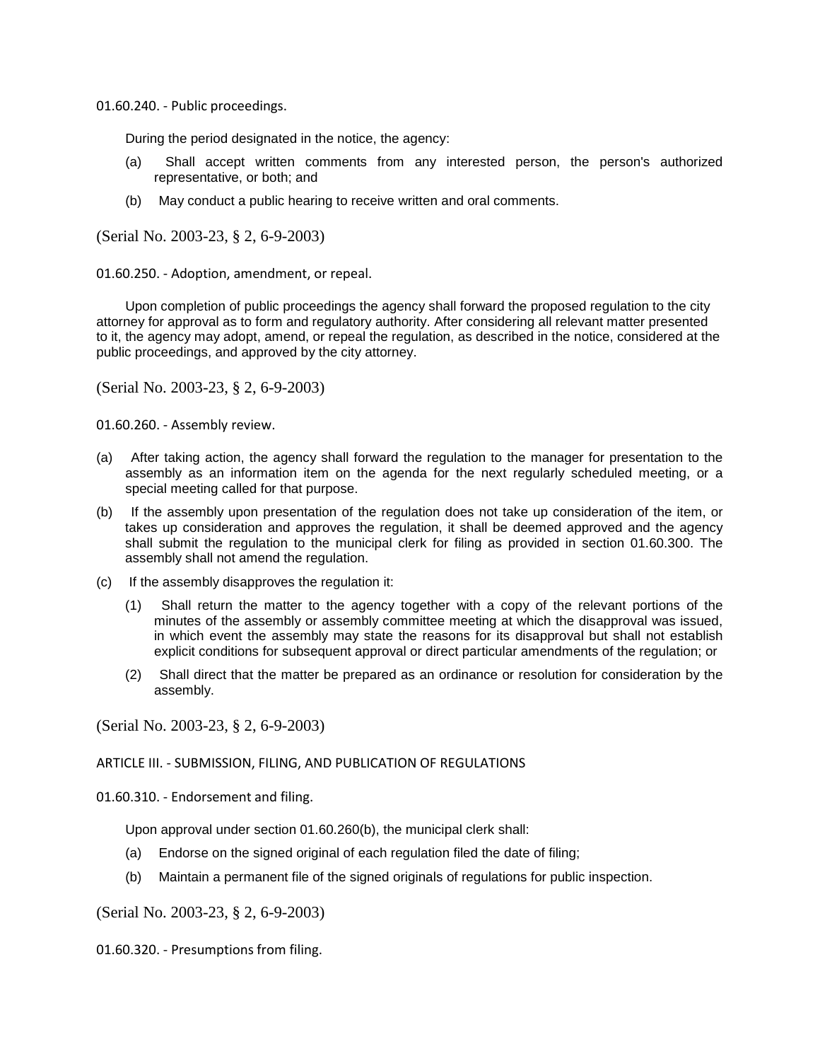### 01.60.240. - Public proceedings.

During the period designated in the notice, the agency:

(a) Shall accept written comments from any interested person, the person's authorized representative, or both; and

(b) May conduct a public hearing to receive written and oral comments.

(Serial No. 2003-23, § 2, 6-9-2003)

### 01.60.250. - Adoption, amendment, or repeal.

Upon completion of public proceedings the agency shall forward the proposed regulation to the city attorney for approval as to form and regulatory authority. After considering all relevant matter presented to it, the agency may adopt, amend, or repeal the regulation, as described in the notice, considered at the public proceedings, and approved by the city attorney.

(Serial No. 2003-23, § 2, 6-9-2003)

### 01.60.260. - Assembly review.

(a) After taking action, the agency shall forward the regulation to the manager for presentation to the assembly as an information item on the agenda for the next regularly scheduled meeting, or a special meeting called for that purpose.

(b) If the assembly upon presentation of the regulation does not take up consideration of the item, or takes up consideration and approves the regulation, it shall be deemed approved and the agency shall submit the regulation to the municipal clerk for filing as provided in section 01.60.300. The assembly shall not amend the regulation.

(c) If the assembly disapproves the regulation it:

(1) Shall return the matter to the agency together with a copy of the relevant portions of the minutes of the assembly or assembly committee meeting at which the disapproval was issued, in which event the assembly may state the reasons for its disapproval but shall not establish explicit conditions for subsequent approval or direct particular amendments of the regulation; or

(2) Shall direct that the matter be prepared as an ordinance or resolution for consideration by the assembly.

(Serial No. 2003-23, § 2, 6-9-2003)

## ARTICLE III. - SUBMISSION, FILING, AND PUBLICATION OF REGULATIONS

### 01.60.310. - Endorsement and filing.

Upon approval under section 01.60.260(b), the municipal clerk shall:

(a) Endorse on the signed original of each regulation filed the date of filing;

(b) Maintain a permanent file of the signed originals of regulations for public inspection.

(Serial No. 2003-23, § 2, 6-9-2003)

### 01.60.320. - Presumptions from filing.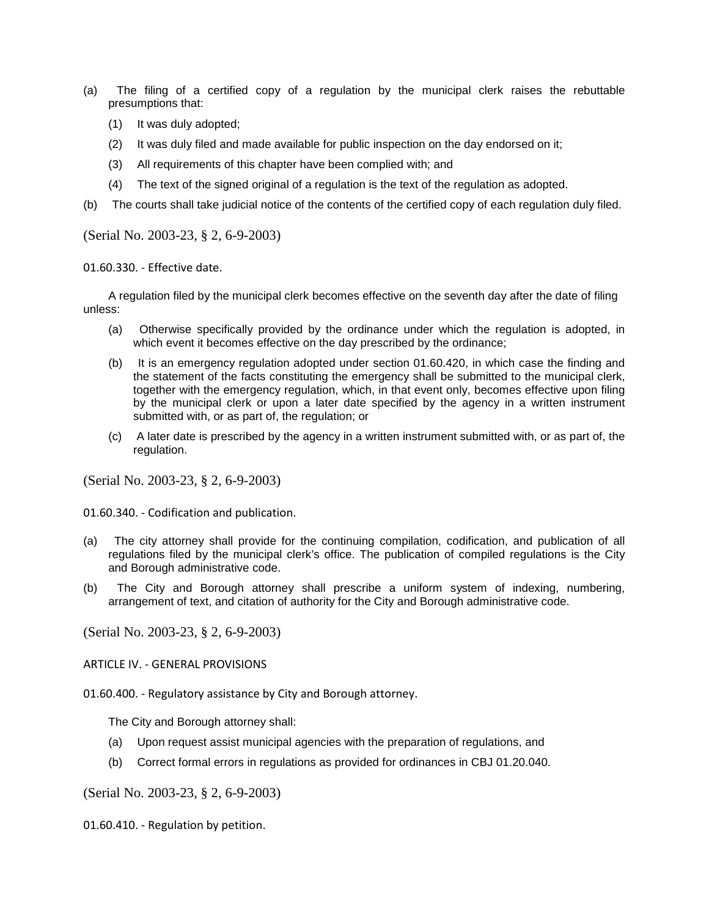(a) The filing of a certified copy of a regulation by the municipal clerk raises the rebuttable presumptions that:

  (1) It was duly adopted;

  (2) It was duly filed and made available for public inspection on the day endorsed on it;

  (3) All requirements of this chapter have been complied with; and

  (4) The text of the signed original of a regulation is the text of the regulation as adopted.

(b) The courts shall take judicial notice of the contents of the certified copy of each regulation duly filed.

(Serial No. 2003-23, § 2, 6-9-2003)

01.60.330. - Effective date.

A regulation filed by the municipal clerk becomes effective on the seventh day after the date of filing unless:

  (a) Otherwise specifically provided by the ordinance under which the regulation is adopted, in which event it becomes effective on the day prescribed by the ordinance;

  (b) It is an emergency regulation adopted under section 01.60.420, in which case the finding and the statement of the facts constituting the emergency shall be submitted to the municipal clerk, together with the emergency regulation, which, in that event only, becomes effective upon filing by the municipal clerk or upon a later date specified by the agency in a written instrument submitted with, or as part of, the regulation; or

  (c) A later date is prescribed by the agency in a written instrument submitted with, or as part of, the regulation.

(Serial No. 2003-23, § 2, 6-9-2003)

01.60.340. - Codification and publication.

(a) The city attorney shall provide for the continuing compilation, codification, and publication of all regulations filed by the municipal clerk's office. The publication of compiled regulations is the City and Borough administrative code.

(b) The City and Borough attorney shall prescribe a uniform system of indexing, numbering, arrangement of text, and citation of authority for the City and Borough administrative code.

(Serial No. 2003-23, § 2, 6-9-2003)

ARTICLE IV. - GENERAL PROVISIONS

01.60.400. - Regulatory assistance by City and Borough attorney.

The City and Borough attorney shall:

  (a) Upon request assist municipal agencies with the preparation of regulations, and

  (b) Correct formal errors in regulations as provided for ordinances in CBJ 01.20.040.

(Serial No. 2003-23, § 2, 6-9-2003)

01.60.410. - Regulation by petition.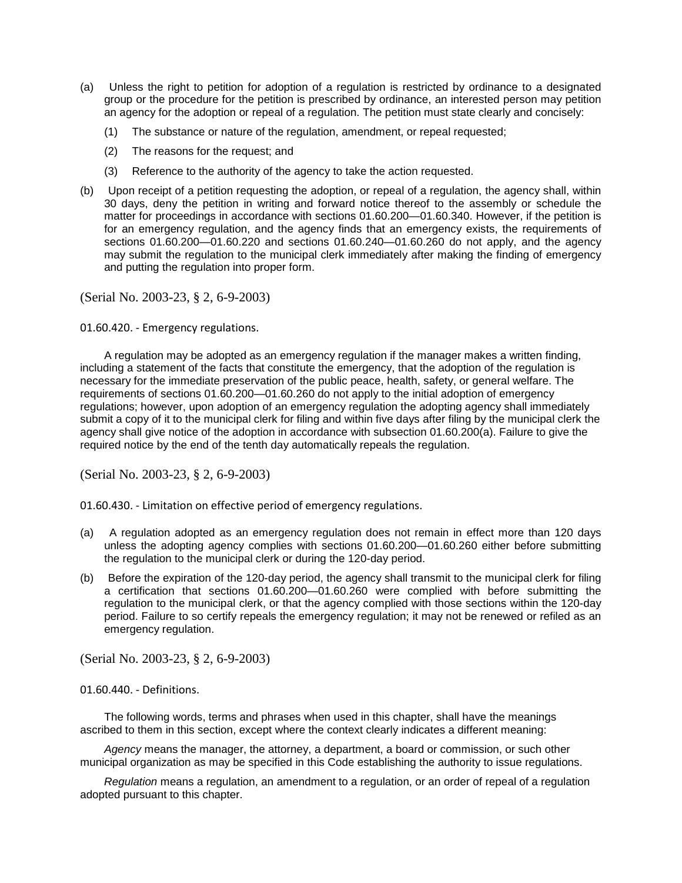(a) Unless the right to petition for adoption of a regulation is restricted by ordinance to a designated group or the procedure for the petition is prescribed by ordinance, an interested person may petition an agency for the adoption or repeal of a regulation. The petition must state clearly and concisely:

(1) The substance or nature of the regulation, amendment, or repeal requested;

(2) The reasons for the request; and

(3) Reference to the authority of the agency to take the action requested.

(b) Upon receipt of a petition requesting the adoption, or repeal of a regulation, the agency shall, within 30 days, deny the petition in writing and forward notice thereof to the assembly or schedule the matter for proceedings in accordance with sections 01.60.200—01.60.340. However, if the petition is for an emergency regulation, and the agency finds that an emergency exists, the requirements of sections 01.60.200—01.60.220 and sections 01.60.240—01.60.260 do not apply, and the agency may submit the regulation to the municipal clerk immediately after making the finding of emergency and putting the regulation into proper form.

(Serial No. 2003-23, § 2, 6-9-2003)

01.60.420. - Emergency regulations.

A regulation may be adopted as an emergency regulation if the manager makes a written finding, including a statement of the facts that constitute the emergency, that the adoption of the regulation is necessary for the immediate preservation of the public peace, health, safety, or general welfare. The requirements of sections 01.60.200—01.60.260 do not apply to the initial adoption of emergency regulations; however, upon adoption of an emergency regulation the adopting agency shall immediately submit a copy of it to the municipal clerk for filing and within five days after filing by the municipal clerk the agency shall give notice of the adoption in accordance with subsection 01.60.200(a). Failure to give the required notice by the end of the tenth day automatically repeals the regulation.

(Serial No. 2003-23, § 2, 6-9-2003)

01.60.430. - Limitation on effective period of emergency regulations.

(a) A regulation adopted as an emergency regulation does not remain in effect more than 120 days unless the adopting agency complies with sections 01.60.200—01.60.260 either before submitting the regulation to the municipal clerk or during the 120-day period.

(b) Before the expiration of the 120-day period, the agency shall transmit to the municipal clerk for filing a certification that sections 01.60.200—01.60.260 were complied with before submitting the regulation to the municipal clerk, or that the agency complied with those sections within the 120-day period. Failure to so certify repeals the emergency regulation; it may not be renewed or refiled as an emergency regulation.

(Serial No. 2003-23, § 2, 6-9-2003)

01.60.440. - Definitions.

The following words, terms and phrases when used in this chapter, shall have the meanings ascribed to them in this section, except where the context clearly indicates a different meaning:

*Agency* means the manager, the attorney, a department, a board or commission, or such other municipal organization as may be specified in this Code establishing the authority to issue regulations.

*Regulation* means a regulation, an amendment to a regulation, or an order of repeal of a regulation adopted pursuant to this chapter.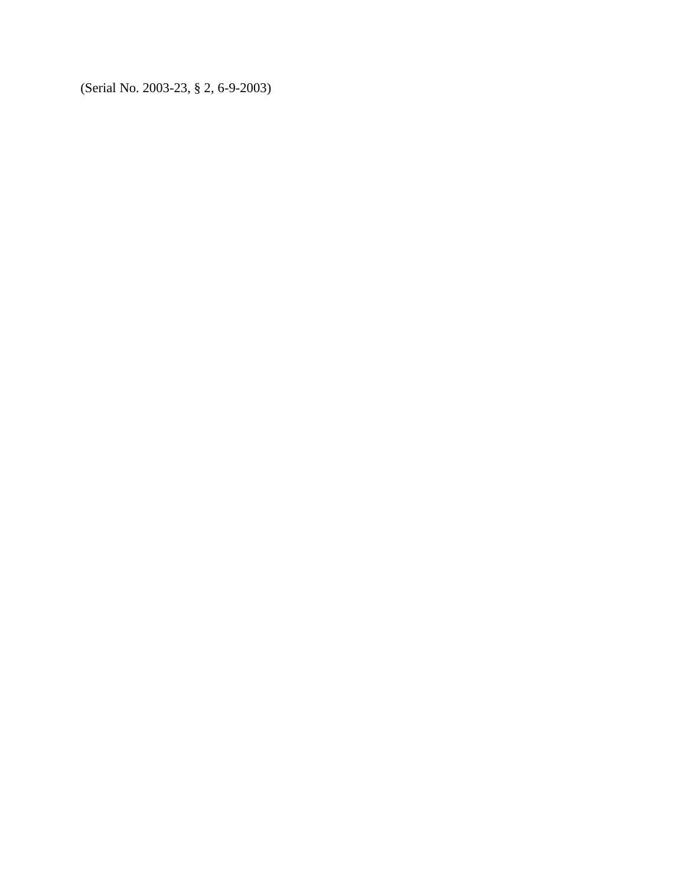(Serial No. 2003-23, § 2, 6-9-2003)